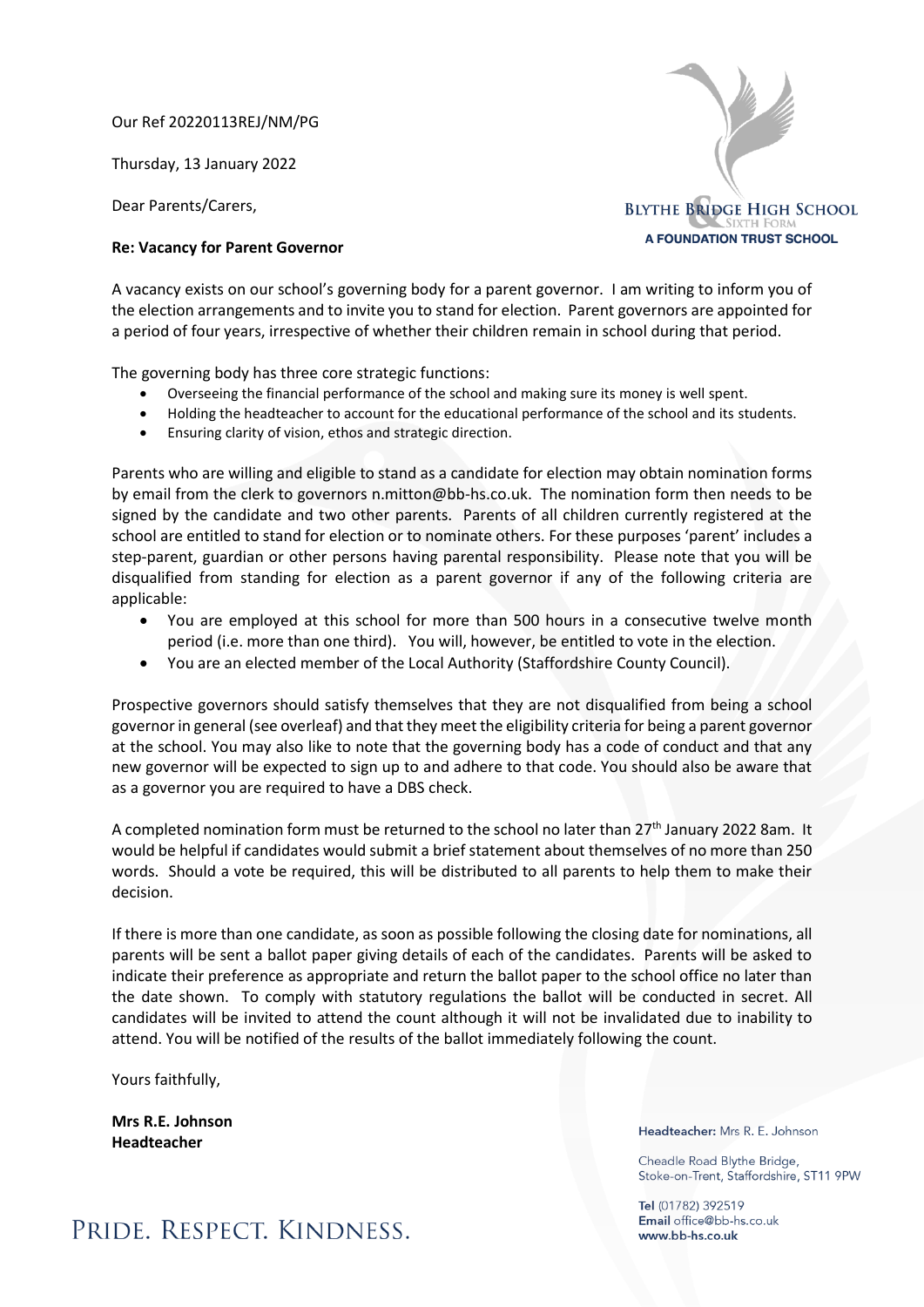Our Ref 20220113REJ/NM/PG

Thursday, 13 January 2022

Dear Parents/Carers,

BLYTHE BRIDGE HIGH SCHOOL
SIXTH FORM
A FOUNDATION TRUST SCHOOL

**Re: Vacancy for Parent Governor**

A vacancy exists on our school's governing body for a parent governor. I am writing to inform you of the election arrangements and to invite you to stand for election. Parent governors are appointed for a period of four years, irrespective of whether their children remain in school during that period.

The governing body has three core strategic functions:

- Overseeing the financial performance of the school and making sure its money is well spent.
- Holding the headteacher to account for the educational performance of the school and its students.
- Ensuring clarity of vision, ethos and strategic direction.

Parents who are willing and eligible to stand as a candidate for election may obtain nomination forms by email from the clerk to governors n.mitton@bb-hs.co.uk. The nomination form then needs to be signed by the candidate and two other parents. Parents of all children currently registered at the school are entitled to stand for election or to nominate others. For these purposes 'parent' includes a step-parent, guardian or other persons having parental responsibility. Please note that you will be disqualified from standing for election as a parent governor if any of the following criteria are applicable:

- You are employed at this school for more than 500 hours in a consecutive twelve month period (i.e. more than one third). You will, however, be entitled to vote in the election.
- You are an elected member of the Local Authority (Staffordshire County Council).

Prospective governors should satisfy themselves that they are not disqualified from being a school governor in general (see overleaf) and that they meet the eligibility criteria for being a parent governor at the school. You may also like to note that the governing body has a code of conduct and that any new governor will be expected to sign up to and adhere to that code. You should also be aware that as a governor you are required to have a DBS check.

A completed nomination form must be returned to the school no later than 27th January 2022 8am. It would be helpful if candidates would submit a brief statement about themselves of no more than 250 words. Should a vote be required, this will be distributed to all parents to help them to make their decision.

If there is more than one candidate, as soon as possible following the closing date for nominations, all parents will be sent a ballot paper giving details of each of the candidates. Parents will be asked to indicate their preference as appropriate and return the ballot paper to the school office no later than the date shown. To comply with statutory regulations the ballot will be conducted in secret. All candidates will be invited to attend the count although it will not be invalidated due to inability to attend. You will be notified of the results of the ballot immediately following the count.

Yours faithfully,

**Mrs R.E. Johnson**
**Headteacher**

Headteacher: Mrs R. E. Johnson

Cheadle Road Blythe Bridge,
Stoke-on-Trent, Staffordshire, ST11 9PW

**Tel** (01782) 392519
**Email** office@bb-hs.co.uk
**www.bb-hs.co.uk**

PRIDE. RESPECT. KINDNESS.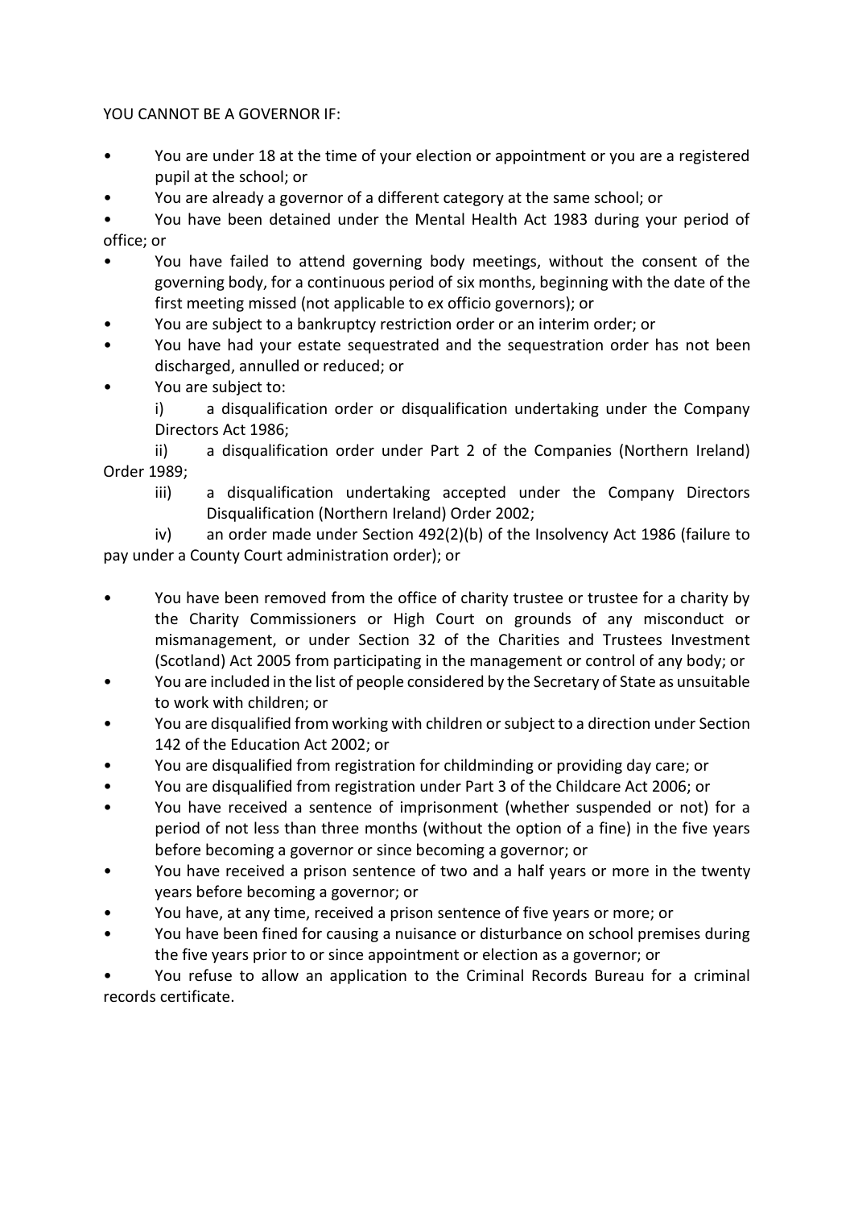YOU CANNOT BE A GOVERNOR IF:

- You are under 18 at the time of your election or appointment or you are a registered pupil at the school; or
- You are already a governor of a different category at the same school; or
- You have been detained under the Mental Health Act 1983 during your period of office; or
- You have failed to attend governing body meetings, without the consent of the governing body, for a continuous period of six months, beginning with the date of the first meeting missed (not applicable to ex officio governors); or
- You are subject to a bankruptcy restriction order or an interim order; or
- You have had your estate sequestrated and the sequestration order has not been discharged, annulled or reduced; or
- You are subject to:
  - i) a disqualification order or disqualification undertaking under the Company Directors Act 1986;
  - ii) a disqualification order under Part 2 of the Companies (Northern Ireland) Order 1989;
  - iii) a disqualification undertaking accepted under the Company Directors Disqualification (Northern Ireland) Order 2002;
  - iv) an order made under Section 492(2)(b) of the Insolvency Act 1986 (failure to pay under a County Court administration order); or
- You have been removed from the office of charity trustee or trustee for a charity by the Charity Commissioners or High Court on grounds of any misconduct or mismanagement, or under Section 32 of the Charities and Trustees Investment (Scotland) Act 2005 from participating in the management or control of any body; or
- You are included in the list of people considered by the Secretary of State as unsuitable to work with children; or
- You are disqualified from working with children or subject to a direction under Section 142 of the Education Act 2002; or
- You are disqualified from registration for childminding or providing day care; or
- You are disqualified from registration under Part 3 of the Childcare Act 2006; or
- You have received a sentence of imprisonment (whether suspended or not) for a period of not less than three months (without the option of a fine) in the five years before becoming a governor or since becoming a governor; or
- You have received a prison sentence of two and a half years or more in the twenty years before becoming a governor; or
- You have, at any time, received a prison sentence of five years or more; or
- You have been fined for causing a nuisance or disturbance on school premises during the five years prior to or since appointment or election as a governor; or
- You refuse to allow an application to the Criminal Records Bureau for a criminal records certificate.